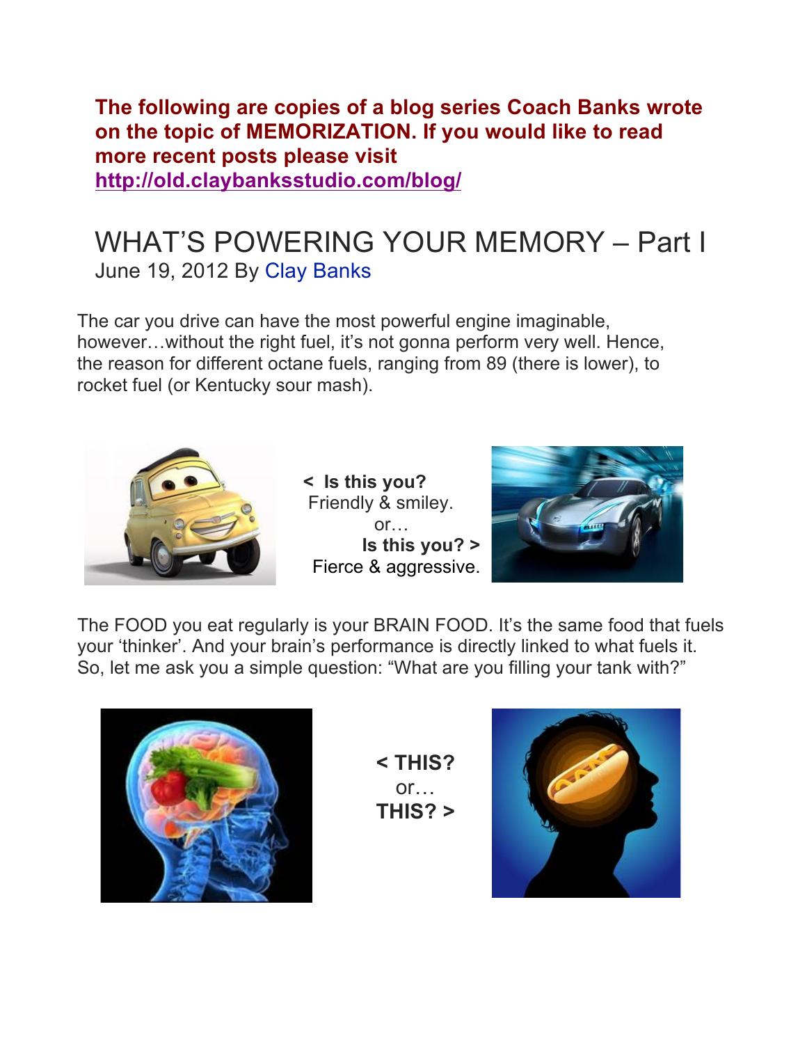**The following are copies of a blog series Coach Banks wrote on the topic of MEMORIZATION. If you would like to read more recent posts please visit [http://old.claybanksstudio.com/blog/](http://old.claybanksstudio.com/blog/)**

# WHAT'S POWERING YOUR MEMORY – Part I

June 19, 2012 By Clay Banks

The car you drive can have the most powerful engine imaginable, however…without the right fuel, it's not gonna perform very well. Hence, the reason for different octane fuels, ranging from 89 (there is lower), to rocket fuel (or Kentucky sour mash).

**< Is this you?**
Friendly & smiley.
or…
**Is this you? >**
Fierce & aggressive.

The FOOD you eat regularly is your BRAIN FOOD. It's the same food that fuels your 'thinker'. And your brain's performance is directly linked to what fuels it. So, let me ask you a simple question: "What are you filling your tank with?"

**< THIS?**
or…
**THIS? >**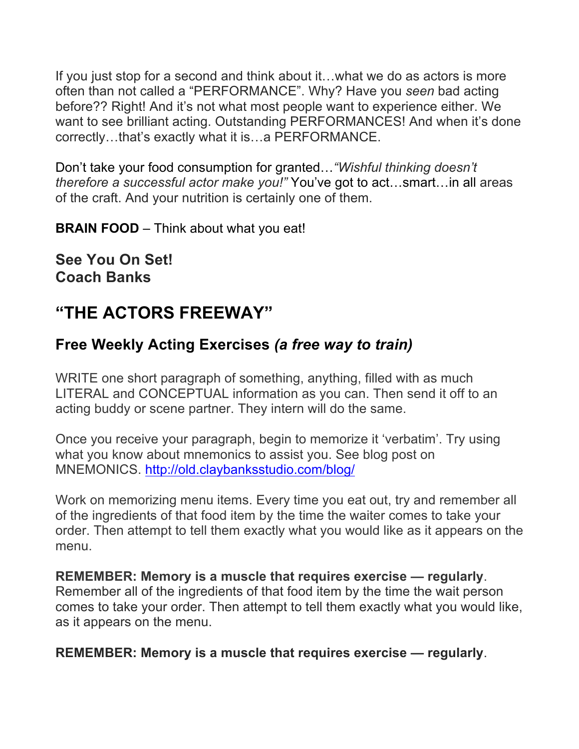If you just stop for a second and think about it…what we do as actors is more often than not called a "PERFORMANCE". Why? Have you *seen* bad acting before?? Right! And it's not what most people want to experience either. We want to see brilliant acting. Outstanding PERFORMANCES! And when it's done correctly…that's exactly what it is…a PERFORMANCE.

Don't take your food consumption for granted…*"Wishful thinking doesn't therefore a successful actor make you!"* You've got to act…smart…in all areas of the craft. And your nutrition is certainly one of them.

**BRAIN FOOD** – Think about what you eat!

**See You On Set!**
**Coach Banks**

# "THE ACTORS FREEWAY"

## Free Weekly Acting Exercises *(a free way to train)*

WRITE one short paragraph of something, anything, filled with as much LITERAL and CONCEPTUAL information as you can. Then send it off to an acting buddy or scene partner. They intern will do the same.

Once you receive your paragraph, begin to memorize it 'verbatim'. Try using what you know about mnemonics to assist you. See blog post on MNEMONICS. [http://old.claybanksstudio.com/blog/](http://old.claybanksstudio.com/blog/)

Work on memorizing menu items. Every time you eat out, try and remember all of the ingredients of that food item by the time the waiter comes to take your order. Then attempt to tell them exactly what you would like as it appears on the menu.

**REMEMBER: Memory is a muscle that requires exercise — regularly**. Remember all of the ingredients of that food item by the time the wait person comes to take your order. Then attempt to tell them exactly what you would like, as it appears on the menu.

**REMEMBER: Memory is a muscle that requires exercise — regularly**.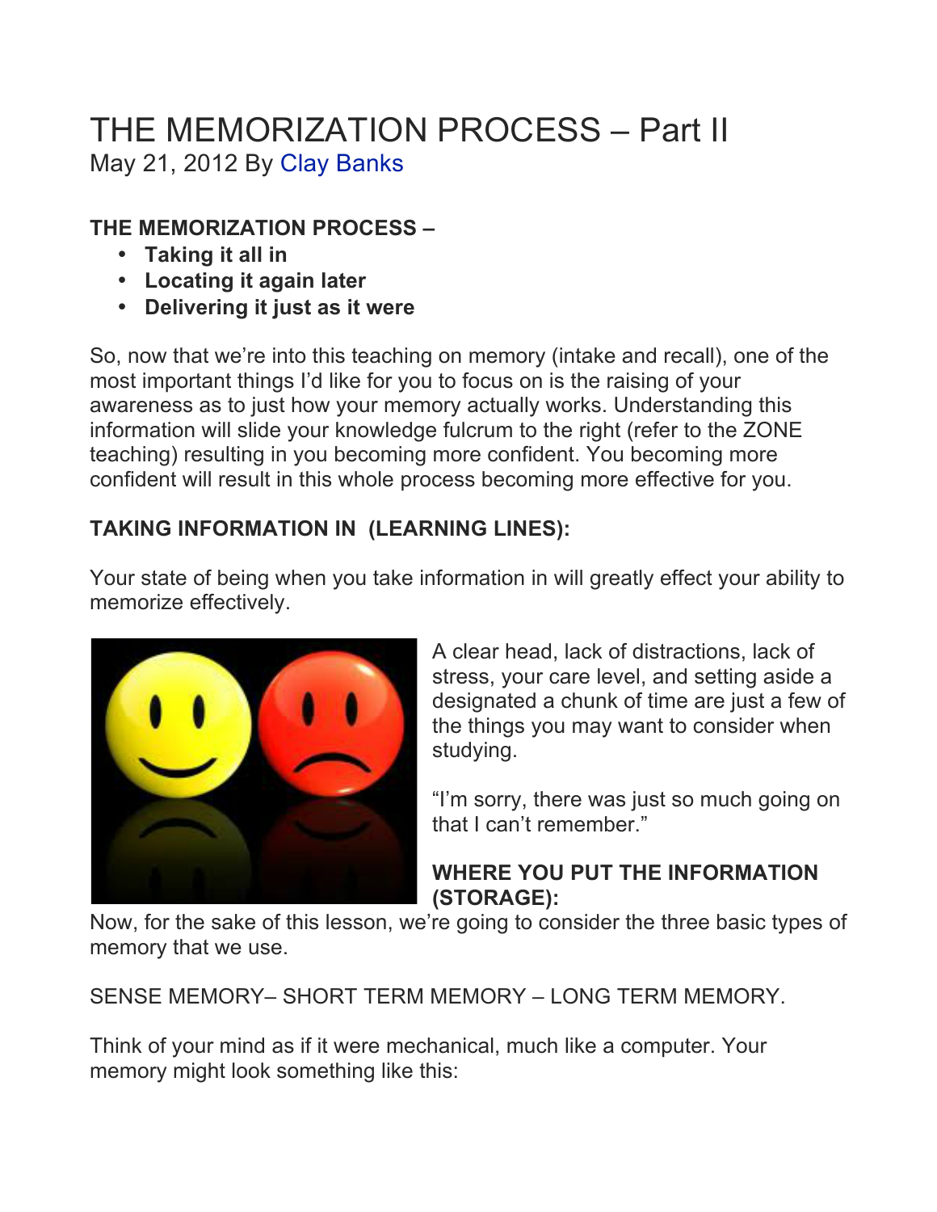# THE MEMORIZATION PROCESS – Part II

May 21, 2012 By Clay Banks

**THE MEMORIZATION PROCESS –**

- **Taking it all in**
- **Locating it again later**
- **Delivering it just as it were**

So, now that we're into this teaching on memory (intake and recall), one of the most important things I'd like for you to focus on is the raising of your awareness as to just how your memory actually works. Understanding this information will slide your knowledge fulcrum to the right (refer to the ZONE teaching) resulting in you becoming more confident. You becoming more confident will result in this whole process becoming more effective for you.

**TAKING INFORMATION IN (LEARNING LINES):**

Your state of being when you take information in will greatly effect your ability to memorize effectively.

A clear head, lack of distractions, lack of stress, your care level, and setting aside a designated a chunk of time are just a few of the things you may want to consider when studying.

"I'm sorry, there was just so much going on that I can't remember."

**WHERE YOU PUT THE INFORMATION (STORAGE):**

Now, for the sake of this lesson, we're going to consider the three basic types of memory that we use.

SENSE MEMORY– SHORT TERM MEMORY – LONG TERM MEMORY.

Think of your mind as if it were mechanical, much like a computer. Your memory might look something like this: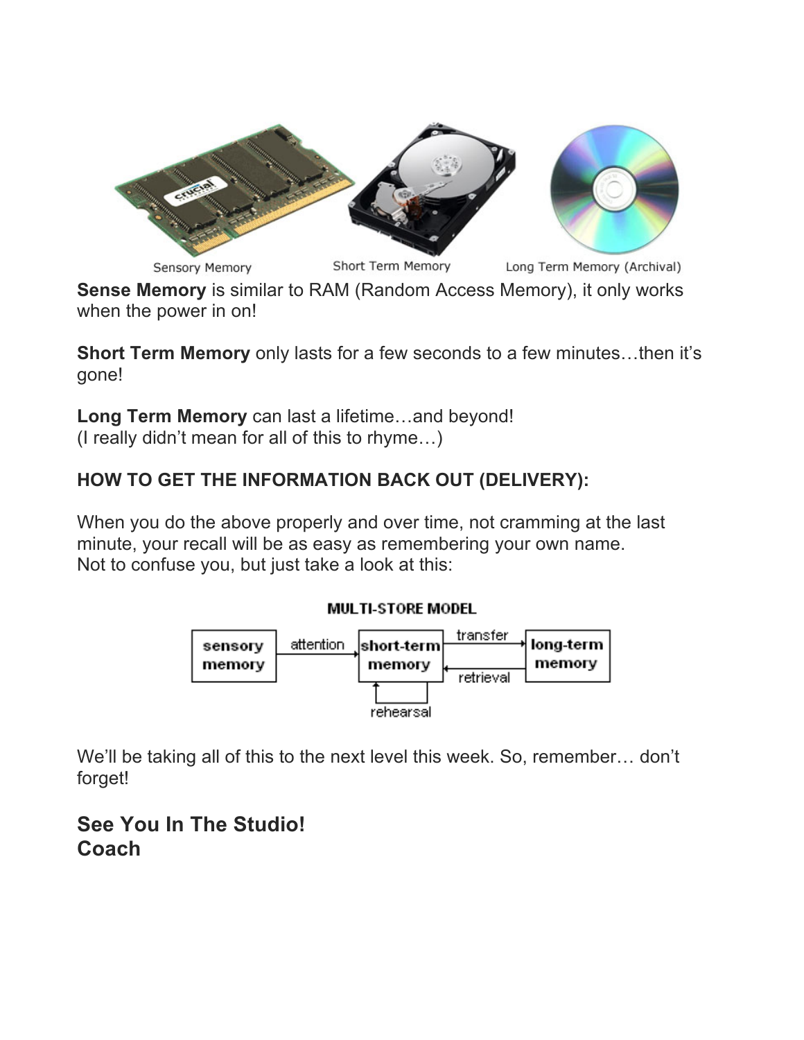Sensory Memory Short Term Memory Long Term Memory (Archival)

**Sense Memory** is similar to RAM (Random Access Memory), it only works when the power in on!

**Short Term Memory** only lasts for a few seconds to a few minutes…then it's gone!

**Long Term Memory** can last a lifetime…and beyond!
(I really didn't mean for all of this to rhyme…)

**HOW TO GET THE INFORMATION BACK OUT (DELIVERY):**

When you do the above properly and over time, not cramming at the last minute, your recall will be as easy as remembering your own name.
Not to confuse you, but just take a look at this:

**MULTI-STORE MODEL**

sensory memory → attention → short-term memory → transfer → long-term memory
long-term memory → retrieval → short-term memory
short-term memory → rehearsal → short-term memory

We'll be taking all of this to the next level this week. So, remember… don't forget!

## See You In The Studio!
## Coach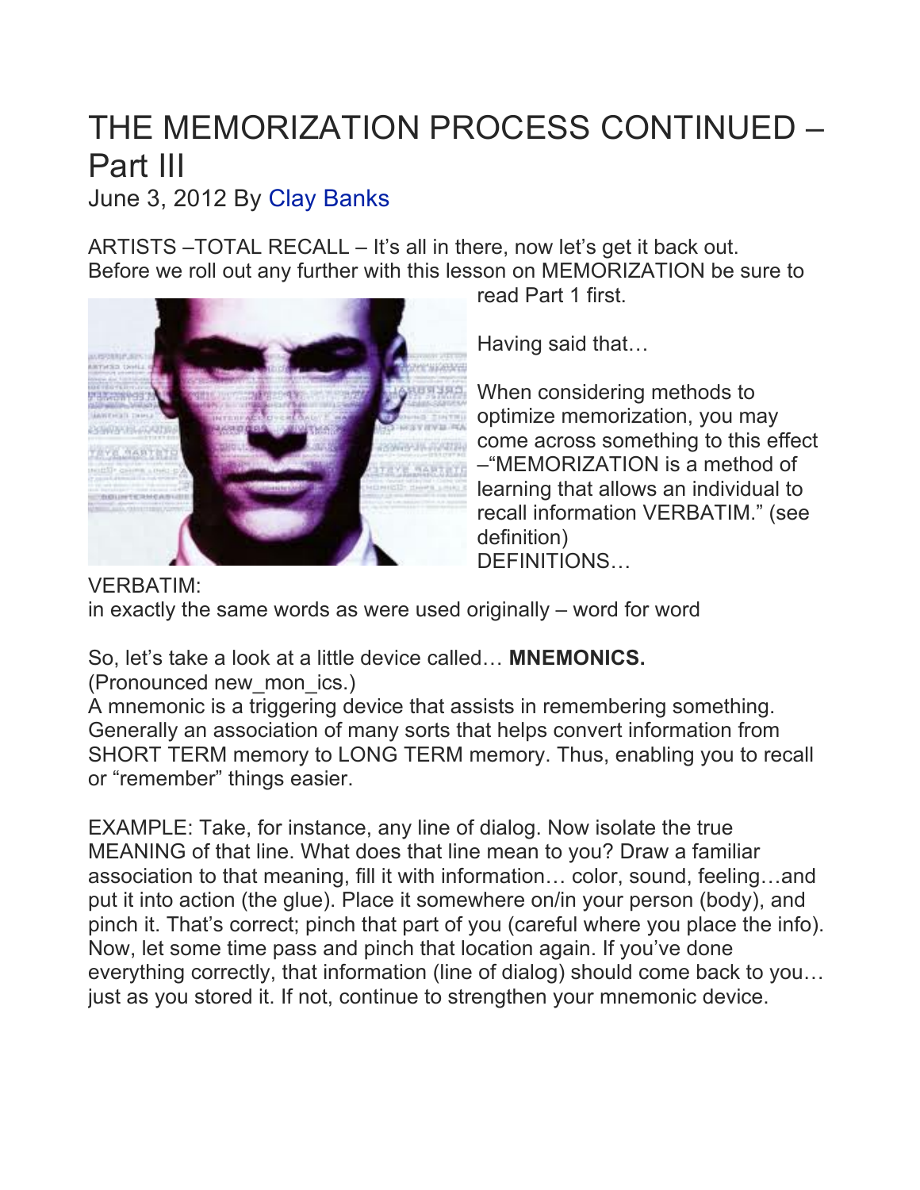# THE MEMORIZATION PROCESS CONTINUED – Part III

June 3, 2012 By Clay Banks

ARTISTS –TOTAL RECALL – It's all in there, now let's get it back out. Before we roll out any further with this lesson on MEMORIZATION be sure to read Part 1 first.

Having said that…

When considering methods to optimize memorization, you may come across something to this effect –"MEMORIZATION is a method of learning that allows an individual to recall information VERBATIM." (see definition)

DEFINITIONS…

VERBATIM:
in exactly the same words as were used originally – word for word

So, let's take a look at a little device called… **MNEMONICS.**
(Pronounced new_mon_ics.)
A mnemonic is a triggering device that assists in remembering something. Generally an association of many sorts that helps convert information from SHORT TERM memory to LONG TERM memory. Thus, enabling you to recall or "remember" things easier.

EXAMPLE: Take, for instance, any line of dialog. Now isolate the true MEANING of that line. What does that line mean to you? Draw a familiar association to that meaning, fill it with information… color, sound, feeling…and put it into action (the glue). Place it somewhere on/in your person (body), and pinch it. That's correct; pinch that part of you (careful where you place the info). Now, let some time pass and pinch that location again. If you've done everything correctly, that information (line of dialog) should come back to you… just as you stored it. If not, continue to strengthen your mnemonic device.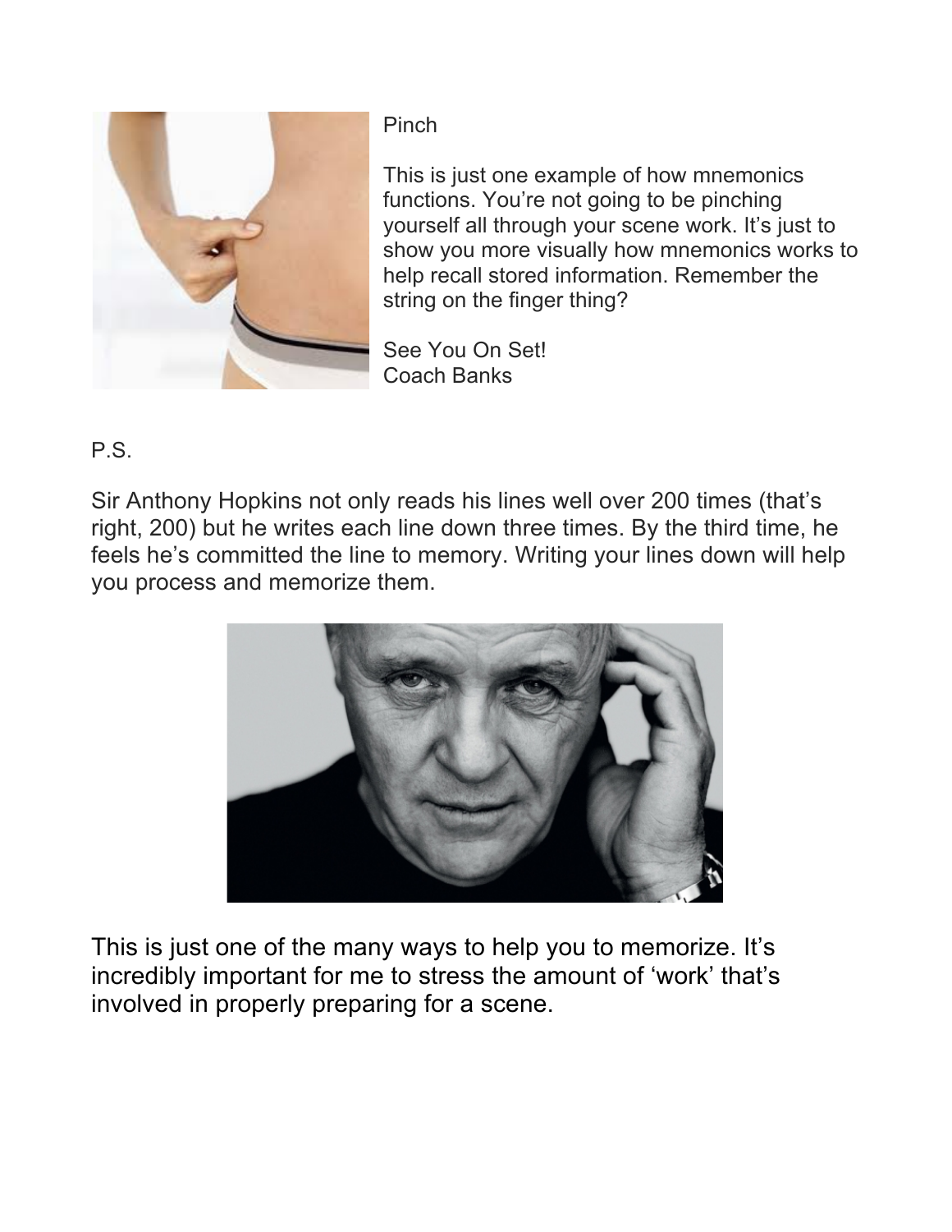Pinch

This is just one example of how mnemonics functions. You're not going to be pinching yourself all through your scene work. It's just to show you more visually how mnemonics works to help recall stored information. Remember the string on the finger thing?

See You On Set!
Coach Banks

P.S.

Sir Anthony Hopkins not only reads his lines well over 200 times (that's right, 200) but he writes each line down three times. By the third time, he feels he's committed the line to memory. Writing your lines down will help you process and memorize them.

This is just one of the many ways to help you to memorize. It's incredibly important for me to stress the amount of 'work' that's involved in properly preparing for a scene.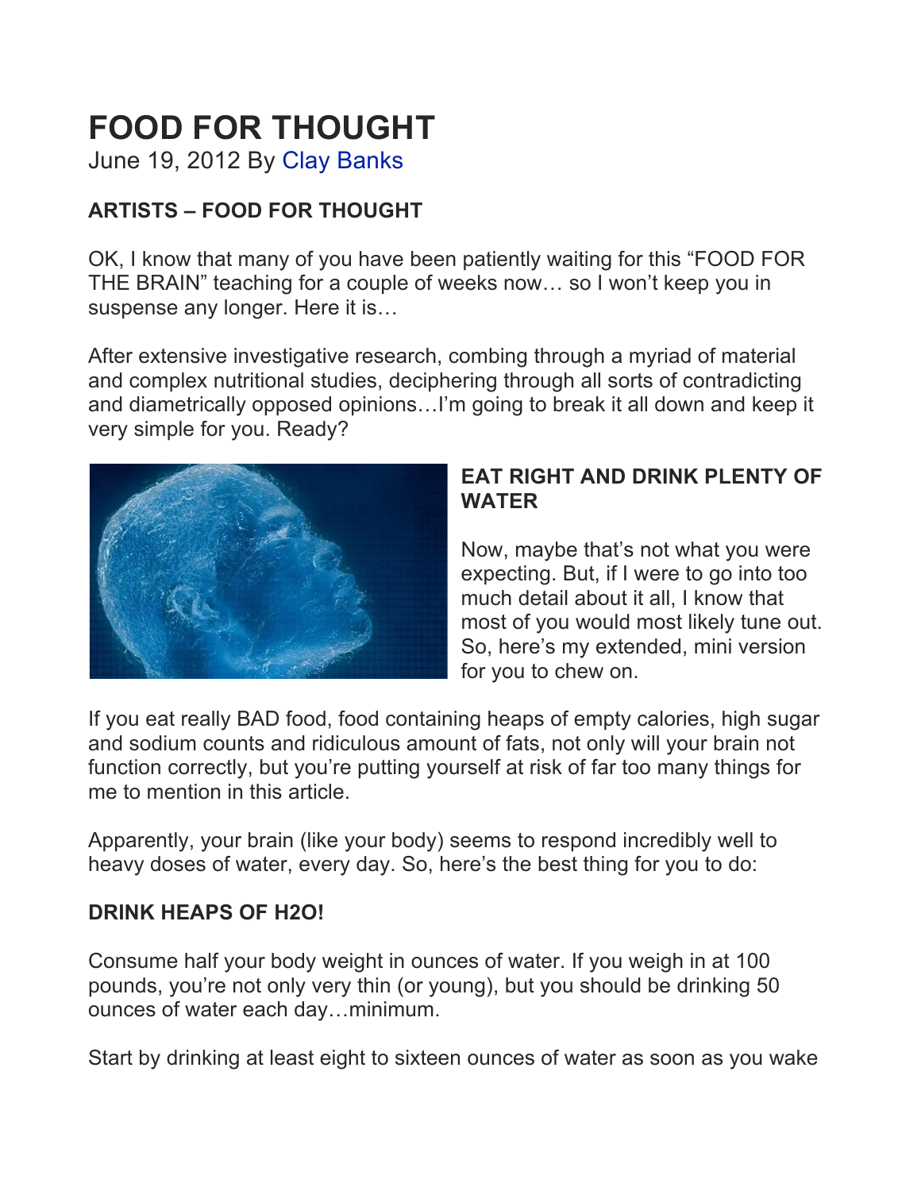# FOOD FOR THOUGHT

June 19, 2012 By Clay Banks

**ARTISTS – FOOD FOR THOUGHT**

OK, I know that many of you have been patiently waiting for this "FOOD FOR THE BRAIN" teaching for a couple of weeks now… so I won't keep you in suspense any longer. Here it is…

After extensive investigative research, combing through a myriad of material and complex nutritional studies, deciphering through all sorts of contradicting and diametrically opposed opinions…I'm going to break it all down and keep it very simple for you. Ready?

**EAT RIGHT AND DRINK PLENTY OF WATER**

Now, maybe that's not what you were expecting. But, if I were to go into too much detail about it all, I know that most of you would most likely tune out. So, here's my extended, mini version for you to chew on.

If you eat really BAD food, food containing heaps of empty calories, high sugar and sodium counts and ridiculous amount of fats, not only will your brain not function correctly, but you're putting yourself at risk of far too many things for me to mention in this article.

Apparently, your brain (like your body) seems to respond incredibly well to heavy doses of water, every day. So, here's the best thing for you to do:

**DRINK HEAPS OF H2O!**

Consume half your body weight in ounces of water. If you weigh in at 100 pounds, you're not only very thin (or young), but you should be drinking 50 ounces of water each day…minimum.

Start by drinking at least eight to sixteen ounces of water as soon as you wake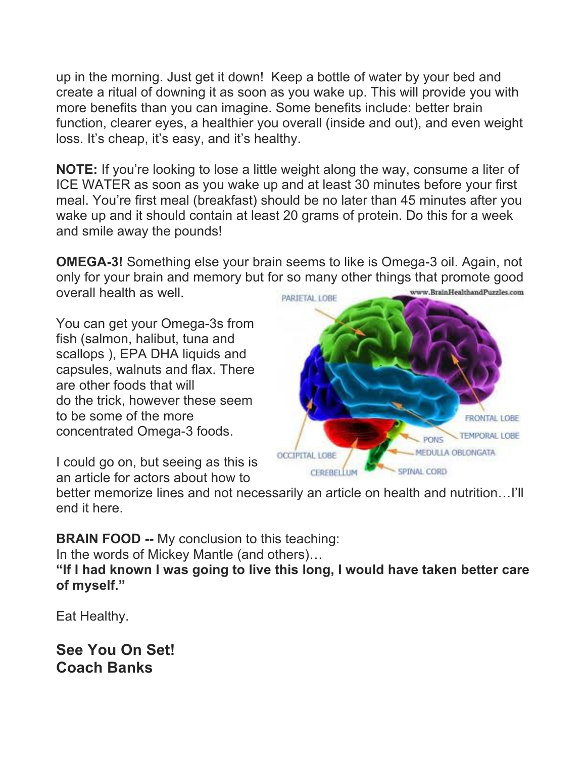up in the morning. Just get it down! Keep a bottle of water by your bed and create a ritual of downing it as soon as you wake up. This will provide you with more benefits than you can imagine. Some benefits include: better brain function, clearer eyes, a healthier you overall (inside and out), and even weight loss. It's cheap, it's easy, and it's healthy.

**NOTE:** If you're looking to lose a little weight along the way, consume a liter of ICE WATER as soon as you wake up and at least 30 minutes before your first meal. You're first meal (breakfast) should be no later than 45 minutes after you wake up and it should contain at least 20 grams of protein. Do this for a week and smile away the pounds!

**OMEGA-3!** Something else your brain seems to like is Omega-3 oil. Again, not only for your brain and memory but for so many other things that promote good overall health as well.

You can get your Omega-3s from fish (salmon, halibut, tuna and scallops ), EPA DHA liquids and capsules, walnuts and flax. There are other foods that will do the trick, however these seem to be some of the more concentrated Omega-3 foods.

I could go on, but seeing as this is an article for actors about how to better memorize lines and not necessarily an article on health and nutrition…I'll end it here.

**BRAIN FOOD --** My conclusion to this teaching:
In the words of Mickey Mantle (and others)…
**"If I had known I was going to live this long, I would have taken better care of myself."**

Eat Healthy.

## See You On Set!
## Coach Banks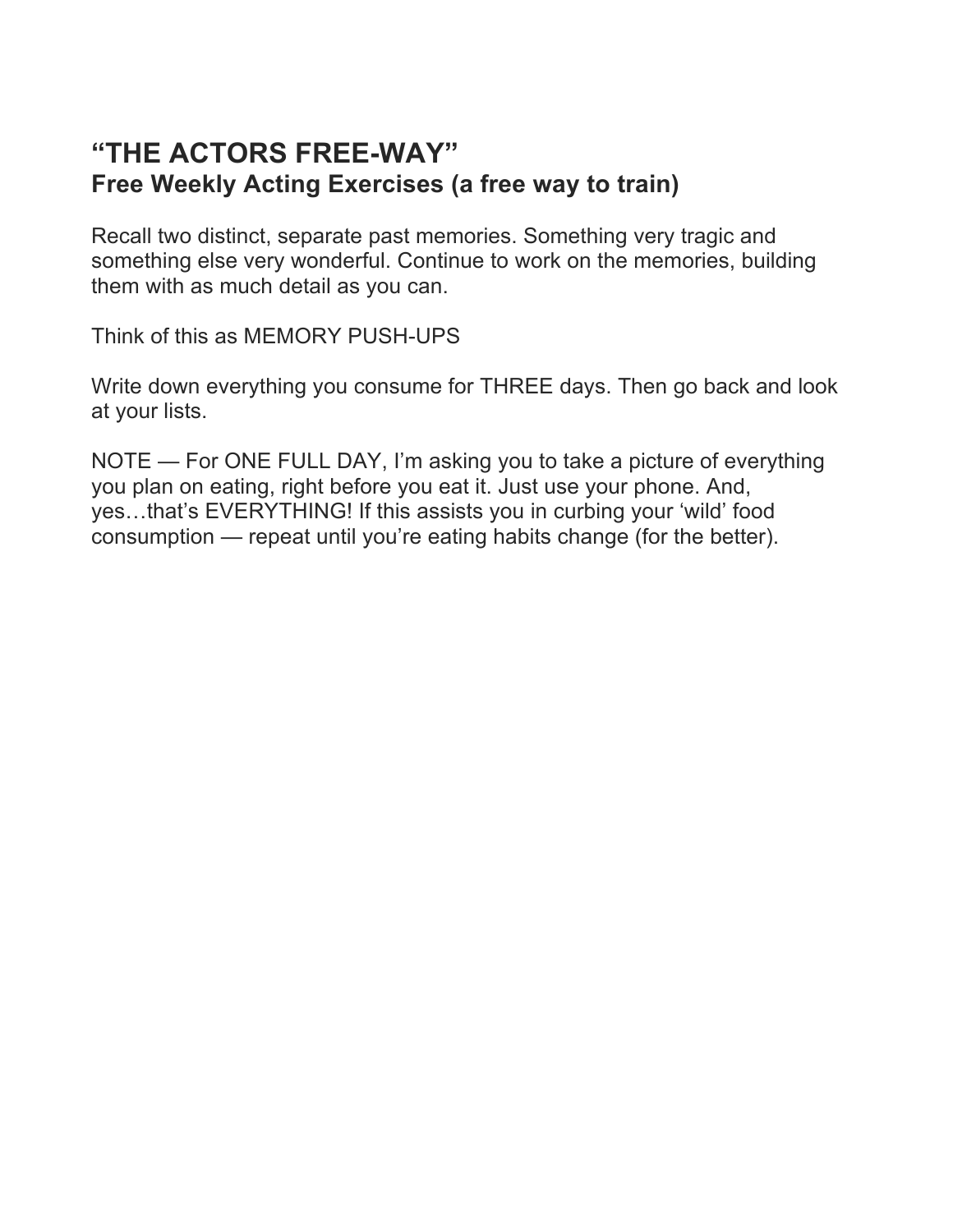## “THE ACTORS FREE-WAY”

### Free Weekly Acting Exercises (a free way to train)

Recall two distinct, separate past memories. Something very tragic and something else very wonderful. Continue to work on the memories, building them with as much detail as you can.

Think of this as MEMORY PUSH-UPS

Write down everything you consume for THREE days. Then go back and look at your lists.

NOTE — For ONE FULL DAY, I’m asking you to take a picture of everything you plan on eating, right before you eat it. Just use your phone. And, yes…that’s EVERYTHING! If this assists you in curbing your ‘wild’ food consumption — repeat until you’re eating habits change (for the better).